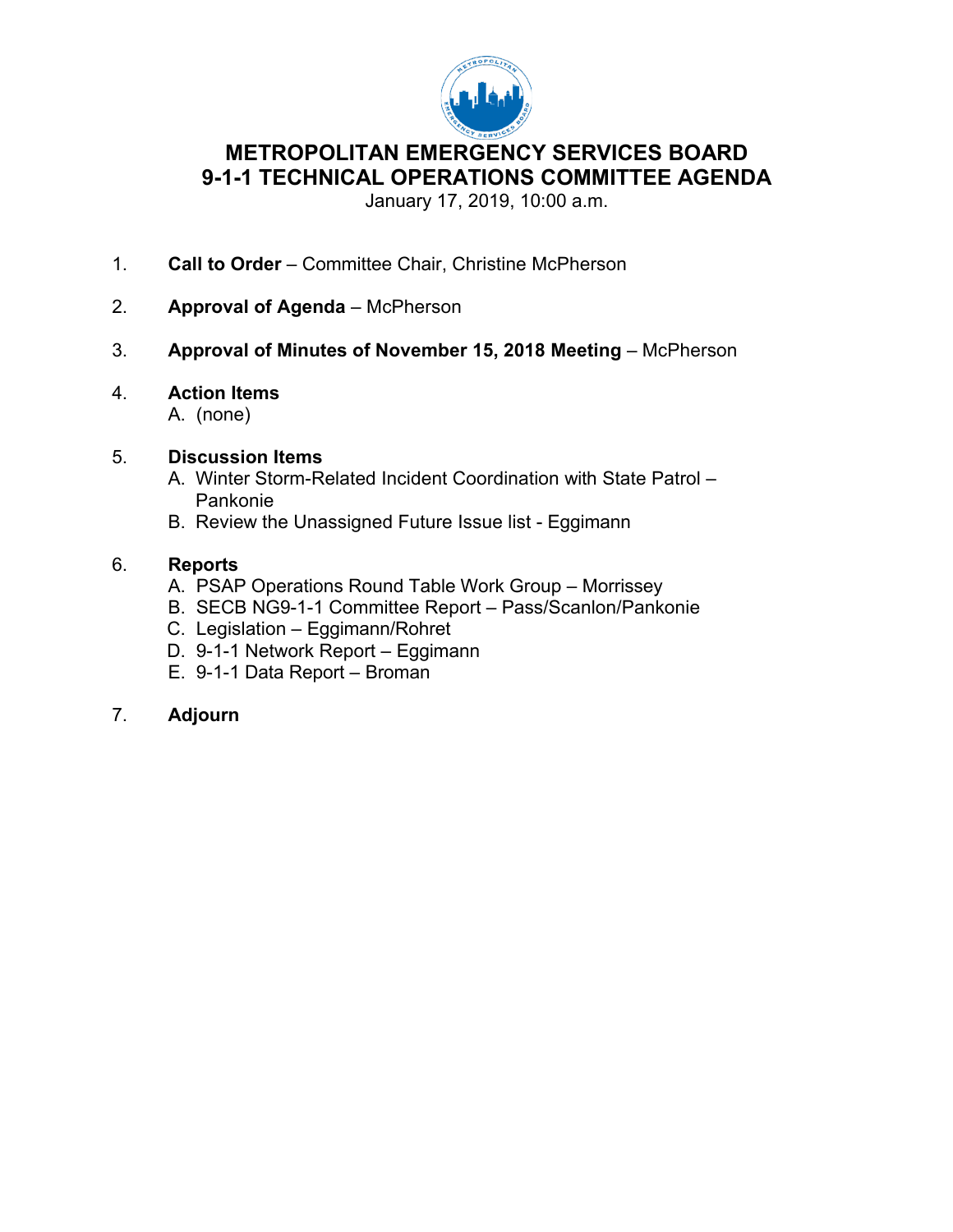# METROPOLITAN EMERGENCY SERVICES BOARD
# 9-1-1 TECHNICAL OPERATIONS COMMITTEE AGENDA

January 17, 2019, 10:00 a.m.

1. **Call to Order** – Committee Chair, Christine McPherson

2. **Approval of Agenda** – McPherson

3. **Approval of Minutes of November 15, 2018 Meeting** – McPherson

4. **Action Items**
   A. (none)

5. **Discussion Items**
   A. Winter Storm-Related Incident Coordination with State Patrol – Pankonie
   B. Review the Unassigned Future Issue list - Eggimann

6. **Reports**
   A. PSAP Operations Round Table Work Group – Morrissey
   B. SECB NG9-1-1 Committee Report – Pass/Scanlon/Pankonie
   C. Legislation – Eggimann/Rohret
   D. 9-1-1 Network Report – Eggimann
   E. 9-1-1 Data Report – Broman

7. **Adjourn**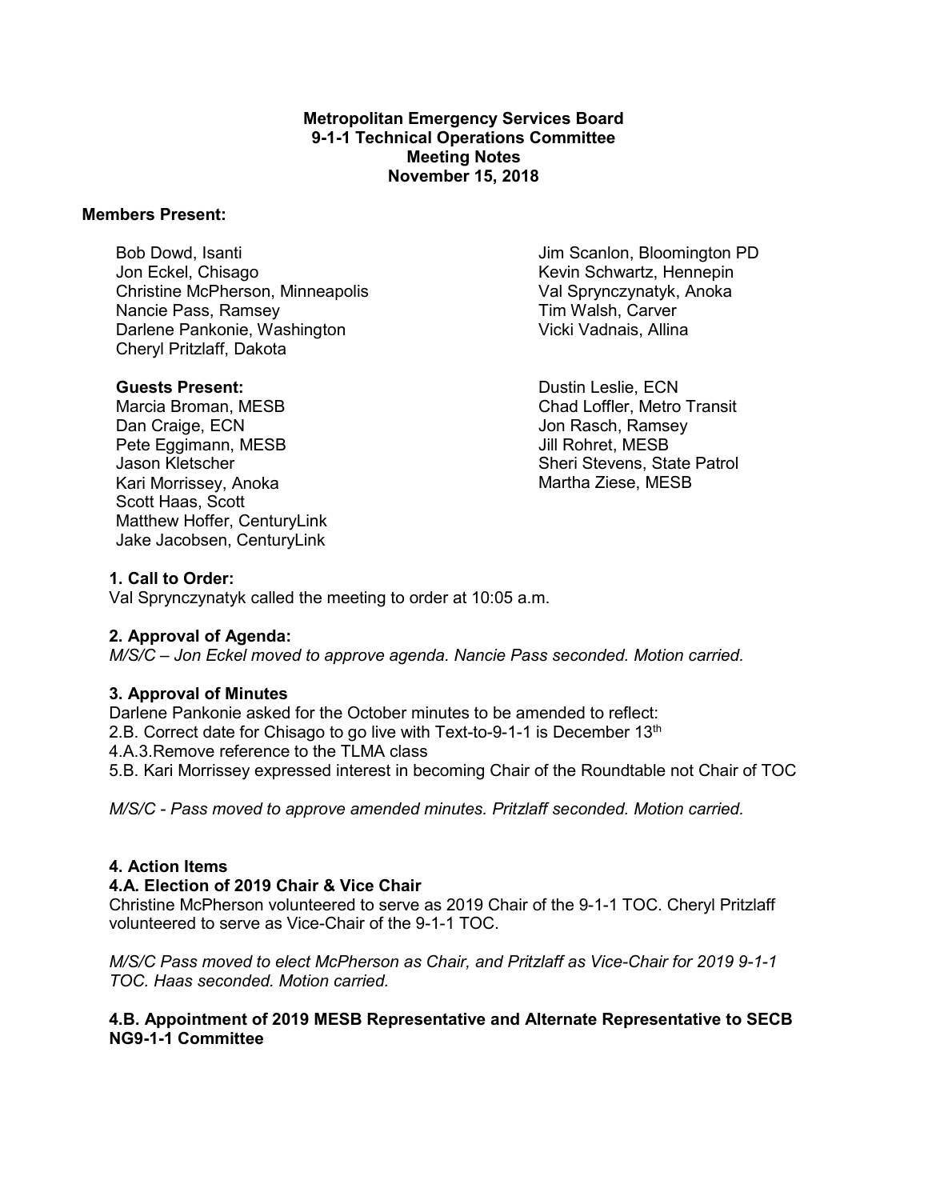**Metropolitan Emergency Services Board**
**9-1-1 Technical Operations Committee**
**Meeting Notes**
**November 15, 2018**

**Members Present:**

Bob Dowd, Isanti
Jon Eckel, Chisago
Christine McPherson, Minneapolis
Nancie Pass, Ramsey
Darlene Pankonie, Washington
Cheryl Pritzlaff, Dakota
Jim Scanlon, Bloomington PD
Kevin Schwartz, Hennepin
Val Sprynczynatyk, Anoka
Tim Walsh, Carver
Vicki Vadnais, Allina

**Guests Present:**

Marcia Broman, MESB
Dan Craige, ECN
Pete Eggimann, MESB
Jason Kletscher
Kari Morrissey, Anoka
Scott Haas, Scott
Matthew Hoffer, CenturyLink
Jake Jacobsen, CenturyLink
Dustin Leslie, ECN
Chad Loffler, Metro Transit
Jon Rasch, Ramsey
Jill Rohret, MESB
Sheri Stevens, State Patrol
Martha Ziese, MESB

**1. Call to Order:**

Val Sprynczynatyk called the meeting to order at 10:05 a.m.

**2. Approval of Agenda:**

*M/S/C – Jon Eckel moved to approve agenda. Nancie Pass seconded. Motion carried.*

**3. Approval of Minutes**

Darlene Pankonie asked for the October minutes to be amended to reflect:
2.B. Correct date for Chisago to go live with Text-to-9-1-1 is December 13th
4.A.3.Remove reference to the TLMA class
5.B. Kari Morrissey expressed interest in becoming Chair of the Roundtable not Chair of TOC

*M/S/C - Pass moved to approve amended minutes. Pritzlaff seconded. Motion carried.*

**4. Action Items**

**4.A. Election of 2019 Chair & Vice Chair**

Christine McPherson volunteered to serve as 2019 Chair of the 9-1-1 TOC. Cheryl Pritzlaff volunteered to serve as Vice-Chair of the 9-1-1 TOC.

*M/S/C Pass moved to elect McPherson as Chair, and Pritzlaff as Vice-Chair for 2019 9-1-1 TOC. Haas seconded. Motion carried.*

**4.B. Appointment of 2019 MESB Representative and Alternate Representative to SECB NG9-1-1 Committee**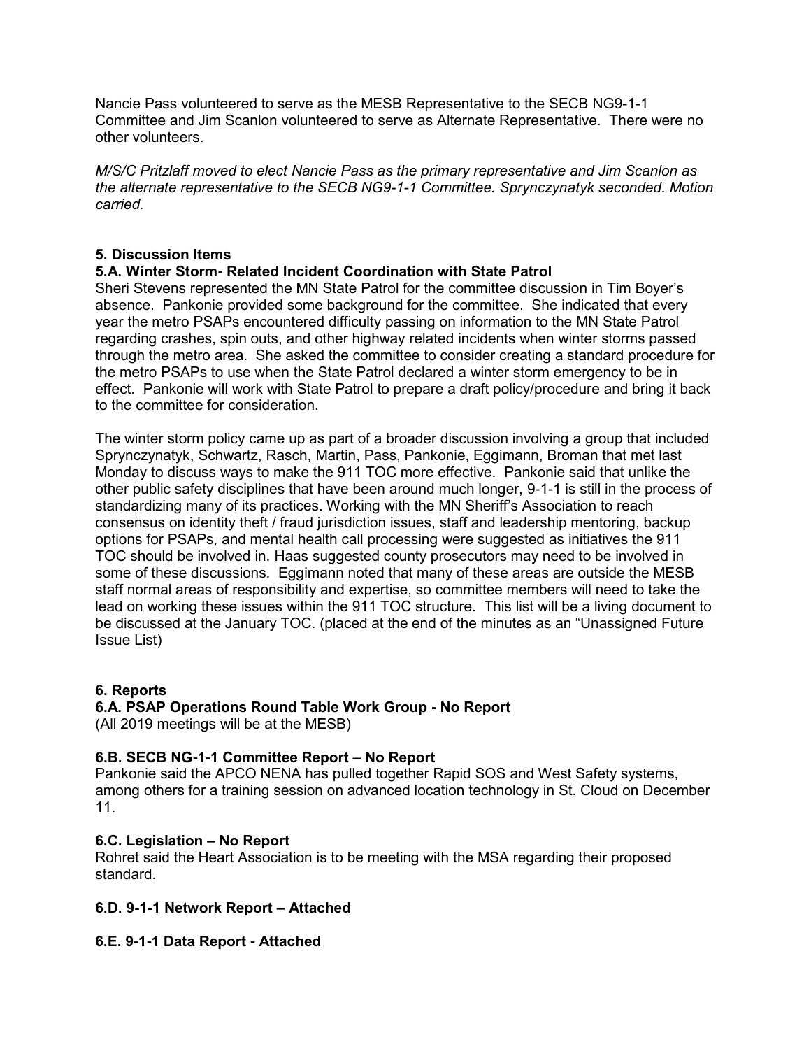Nancie Pass volunteered to serve as the MESB Representative to the SECB NG9-1-1 Committee and Jim Scanlon volunteered to serve as Alternate Representative. There were no other volunteers.

*M/S/C Pritzlaff moved to elect Nancie Pass as the primary representative and Jim Scanlon as the alternate representative to the SECB NG9-1-1 Committee. Sprynczynatyk seconded. Motion carried.*

## 5. Discussion Items

### 5.A. Winter Storm- Related Incident Coordination with State Patrol

Sheri Stevens represented the MN State Patrol for the committee discussion in Tim Boyer's absence. Pankonie provided some background for the committee. She indicated that every year the metro PSAPs encountered difficulty passing on information to the MN State Patrol regarding crashes, spin outs, and other highway related incidents when winter storms passed through the metro area. She asked the committee to consider creating a standard procedure for the metro PSAPs to use when the State Patrol declared a winter storm emergency to be in effect. Pankonie will work with State Patrol to prepare a draft policy/procedure and bring it back to the committee for consideration.

The winter storm policy came up as part of a broader discussion involving a group that included Sprynczynatyk, Schwartz, Rasch, Martin, Pass, Pankonie, Eggimann, Broman that met last Monday to discuss ways to make the 911 TOC more effective. Pankonie said that unlike the other public safety disciplines that have been around much longer, 9-1-1 is still in the process of standardizing many of its practices. Working with the MN Sheriff's Association to reach consensus on identity theft / fraud jurisdiction issues, staff and leadership mentoring, backup options for PSAPs, and mental health call processing were suggested as initiatives the 911 TOC should be involved in. Haas suggested county prosecutors may need to be involved in some of these discussions. Eggimann noted that many of these areas are outside the MESB staff normal areas of responsibility and expertise, so committee members will need to take the lead on working these issues within the 911 TOC structure. This list will be a living document to be discussed at the January TOC. (placed at the end of the minutes as an "Unassigned Future Issue List)

## 6. Reports

### 6.A. PSAP Operations Round Table Work Group - No Report

(All 2019 meetings will be at the MESB)

### 6.B. SECB NG-1-1 Committee Report – No Report

Pankonie said the APCO NENA has pulled together Rapid SOS and West Safety systems, among others for a training session on advanced location technology in St. Cloud on December 11.

### 6.C. Legislation – No Report

Rohret said the Heart Association is to be meeting with the MSA regarding their proposed standard.

### 6.D. 9-1-1 Network Report – Attached

### 6.E. 9-1-1 Data Report - Attached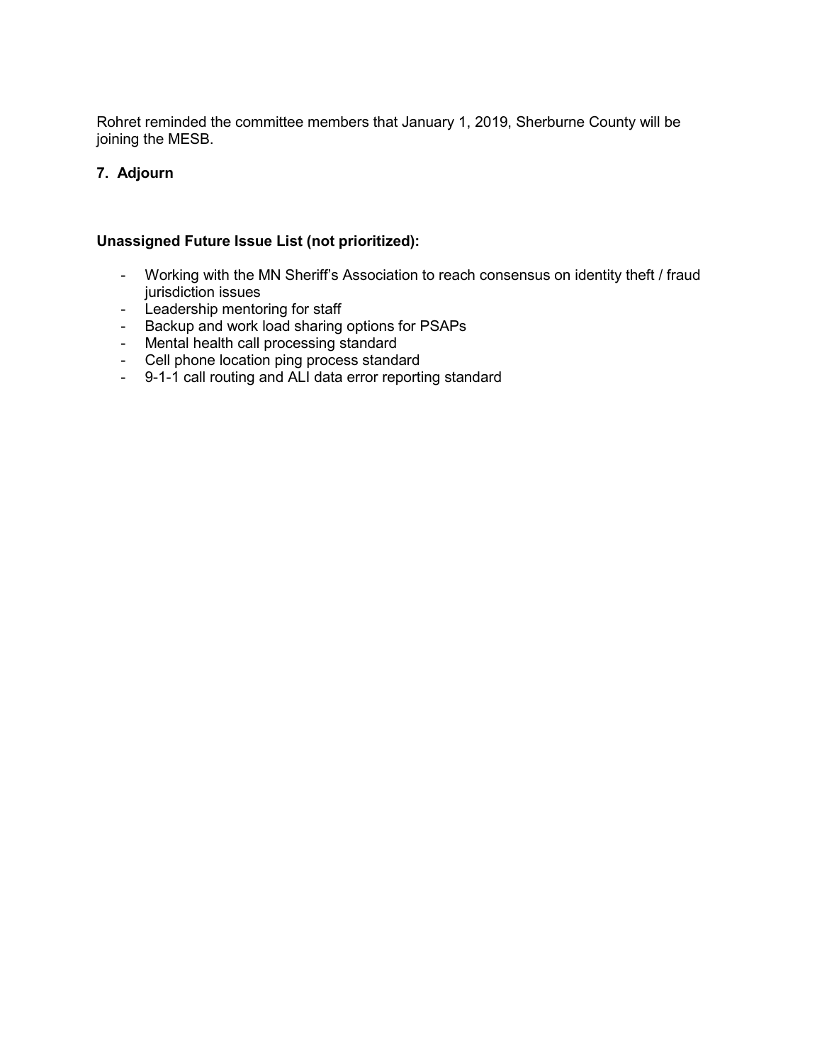Rohret reminded the committee members that January 1, 2019, Sherburne County will be joining the MESB.

## 7. Adjourn

**Unassigned Future Issue List (not prioritized):**

- Working with the MN Sheriff's Association to reach consensus on identity theft / fraud jurisdiction issues
- Leadership mentoring for staff
- Backup and work load sharing options for PSAPs
- Mental health call processing standard
- Cell phone location ping process standard
- 9-1-1 call routing and ALI data error reporting standard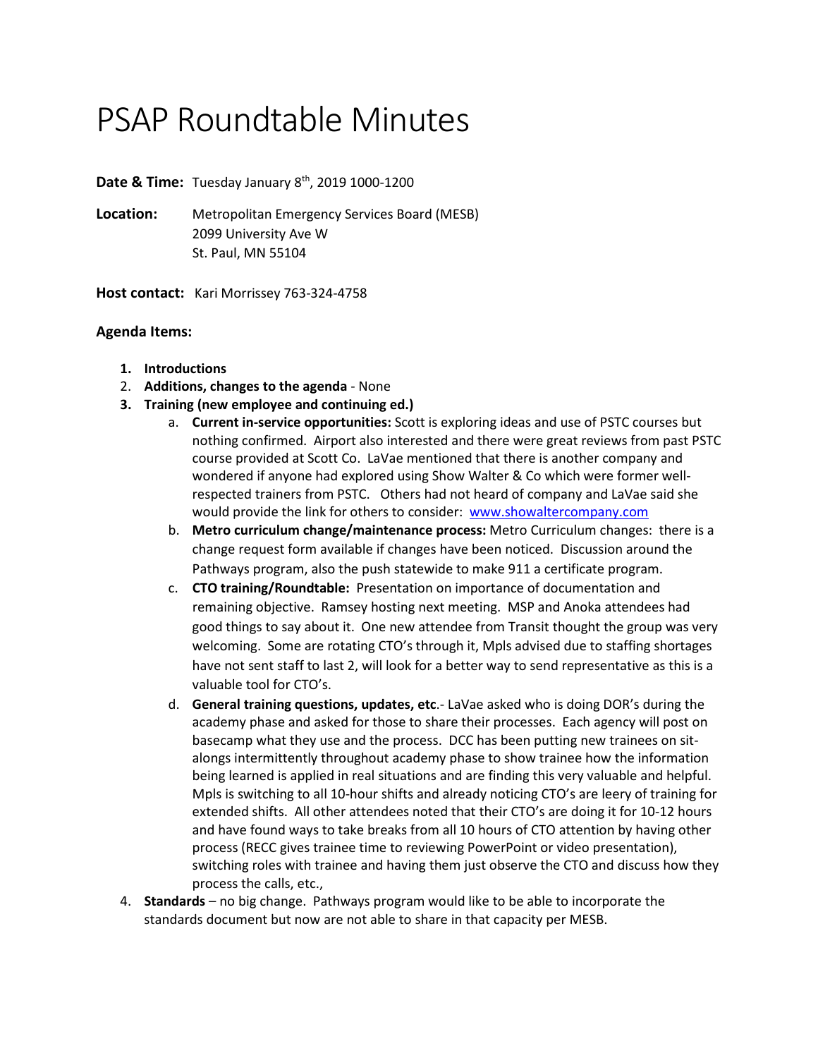# PSAP Roundtable Minutes

**Date & Time:** Tuesday January 8th, 2019 1000-1200

**Location:** Metropolitan Emergency Services Board (MESB)
2099 University Ave W
St. Paul, MN 55104

**Host contact:** Kari Morrissey 763-324-4758

**Agenda Items:**

1. **Introductions**
2. **Additions, changes to the agenda** - None
3. **Training (new employee and continuing ed.)**
   a. **Current in-service opportunities:** Scott is exploring ideas and use of PSTC courses but nothing confirmed. Airport also interested and there were great reviews from past PSTC course provided at Scott Co. LaVae mentioned that there is another company and wondered if anyone had explored using Show Walter & Co which were former well-respected trainers from PSTC. Others had not heard of company and LaVae said she would provide the link for others to consider: [www.showaltercompany.com](http://www.showaltercompany.com)
   b. **Metro curriculum change/maintenance process:** Metro Curriculum changes: there is a change request form available if changes have been noticed. Discussion around the Pathways program, also the push statewide to make 911 a certificate program.
   c. **CTO training/Roundtable:** Presentation on importance of documentation and remaining objective. Ramsey hosting next meeting. MSP and Anoka attendees had good things to say about it. One new attendee from Transit thought the group was very welcoming. Some are rotating CTO's through it, Mpls advised due to staffing shortages have not sent staff to last 2, will look for a better way to send representative as this is a valuable tool for CTO's.
   d. **General training questions, updates, etc**.- LaVae asked who is doing DOR's during the academy phase and asked for those to share their processes. Each agency will post on basecamp what they use and the process. DCC has been putting new trainees on sit-alongs intermittently throughout academy phase to show trainee how the information being learned is applied in real situations and are finding this very valuable and helpful. Mpls is switching to all 10-hour shifts and already noticing CTO's are leery of training for extended shifts. All other attendees noted that their CTO's are doing it for 10-12 hours and have found ways to take breaks from all 10 hours of CTO attention by having other process (RECC gives trainee time to reviewing PowerPoint or video presentation), switching roles with trainee and having them just observe the CTO and discuss how they process the calls, etc.,
4. **Standards** – no big change. Pathways program would like to be able to incorporate the standards document but now are not able to share in that capacity per MESB.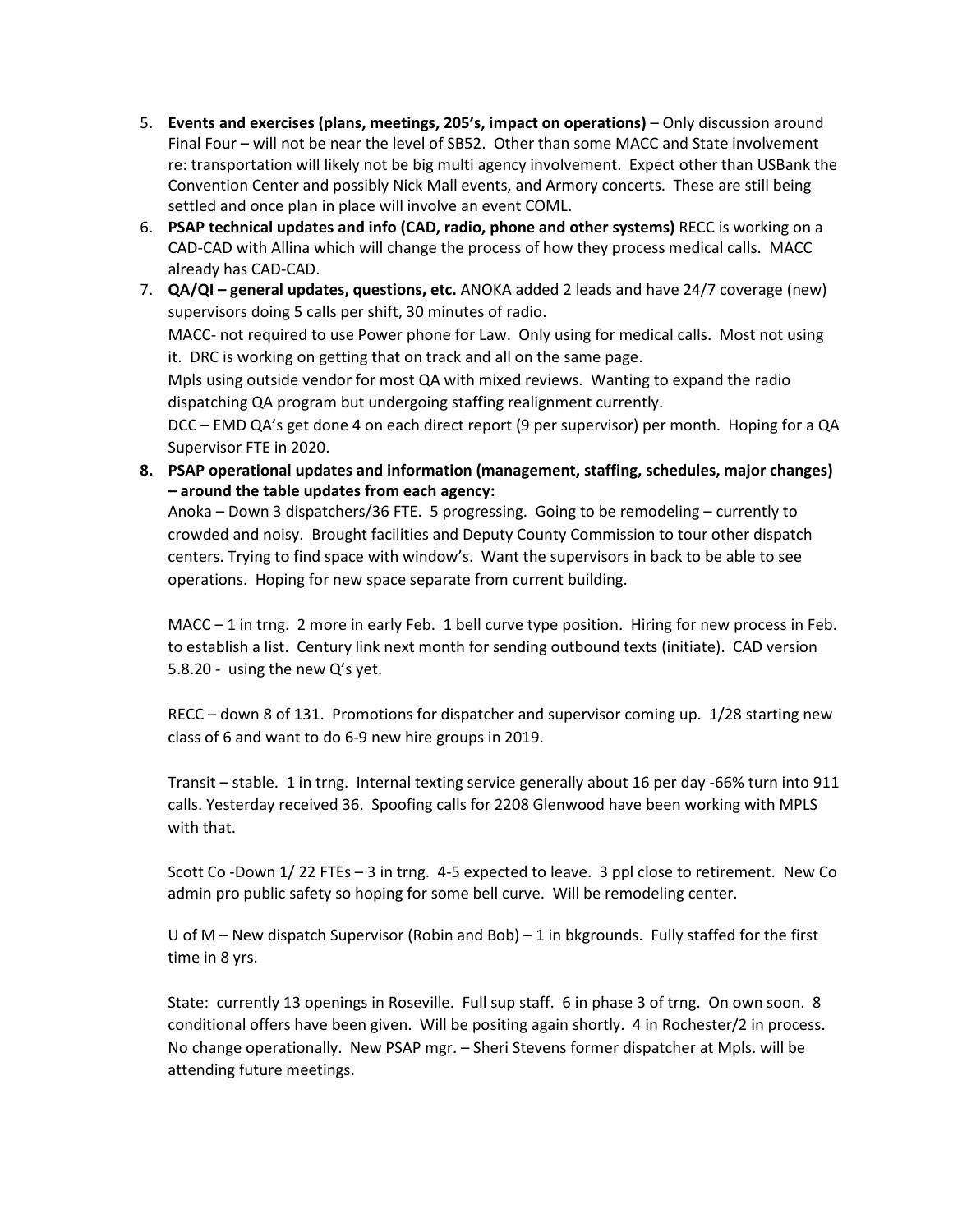5. **Events and exercises (plans, meetings, 205's, impact on operations)** – Only discussion around Final Four – will not be near the level of SB52. Other than some MACC and State involvement re: transportation will likely not be big multi agency involvement. Expect other than USBank the Convention Center and possibly Nick Mall events, and Armory concerts. These are still being settled and once plan in place will involve an event COML.
6. **PSAP technical updates and info (CAD, radio, phone and other systems)** RECC is working on a CAD-CAD with Allina which will change the process of how they process medical calls. MACC already has CAD-CAD.
7. **QA/QI – general updates, questions, etc.** ANOKA added 2 leads and have 24/7 coverage (new) supervisors doing 5 calls per shift, 30 minutes of radio.

   MACC- not required to use Power phone for Law. Only using for medical calls. Most not using it. DRC is working on getting that on track and all on the same page.

   Mpls using outside vendor for most QA with mixed reviews. Wanting to expand the radio dispatching QA program but undergoing staffing realignment currently.

   DCC – EMD QA's get done 4 on each direct report (9 per supervisor) per month. Hoping for a QA Supervisor FTE in 2020.
8. **PSAP operational updates and information (management, staffing, schedules, major changes) – around the table updates from each agency:**

   Anoka – Down 3 dispatchers/36 FTE. 5 progressing. Going to be remodeling – currently to crowded and noisy. Brought facilities and Deputy County Commission to tour other dispatch centers. Trying to find space with window's. Want the supervisors in back to be able to see operations. Hoping for new space separate from current building.

   MACC – 1 in trng. 2 more in early Feb. 1 bell curve type position. Hiring for new process in Feb. to establish a list. Century link next month for sending outbound texts (initiate). CAD version 5.8.20 - using the new Q's yet.

   RECC – down 8 of 131. Promotions for dispatcher and supervisor coming up. 1/28 starting new class of 6 and want to do 6-9 new hire groups in 2019.

   Transit – stable. 1 in trng. Internal texting service generally about 16 per day -66% turn into 911 calls. Yesterday received 36. Spoofing calls for 2208 Glenwood have been working with MPLS with that.

   Scott Co -Down 1/ 22 FTEs – 3 in trng. 4-5 expected to leave. 3 ppl close to retirement. New Co admin pro public safety so hoping for some bell curve. Will be remodeling center.

   U of M – New dispatch Supervisor (Robin and Bob) – 1 in bkgrounds. Fully staffed for the first time in 8 yrs.

   State: currently 13 openings in Roseville. Full sup staff. 6 in phase 3 of trng. On own soon. 8 conditional offers have been given. Will be positing again shortly. 4 in Rochester/2 in process. No change operationally. New PSAP mgr. – Sheri Stevens former dispatcher at Mpls. will be attending future meetings.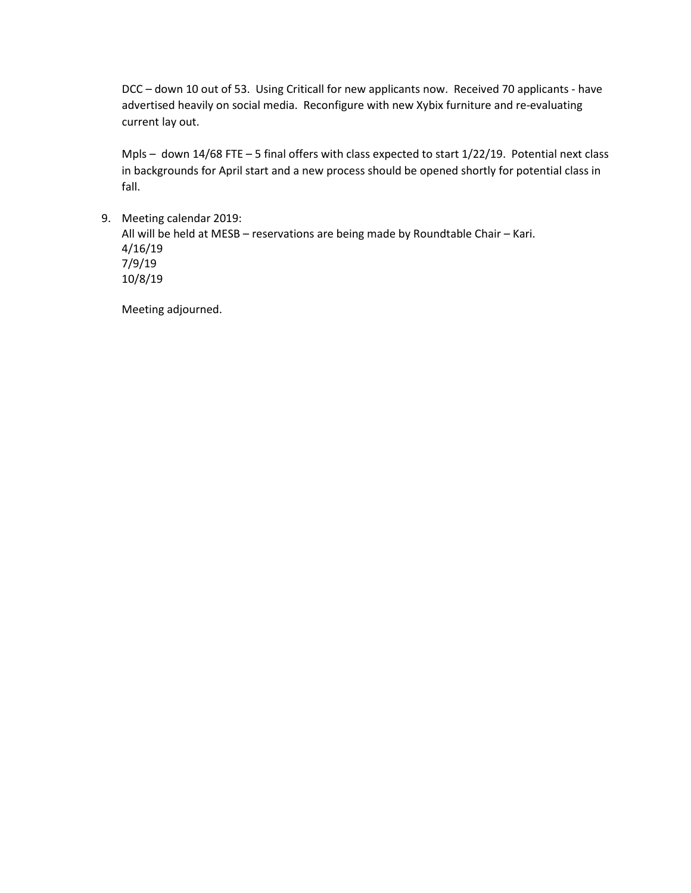DCC – down 10 out of 53. Using Criticall for new applicants now. Received 70 applicants - have advertised heavily on social media. Reconfigure with new Xybix furniture and re-evaluating current lay out.

Mpls – down 14/68 FTE – 5 final offers with class expected to start 1/22/19. Potential next class in backgrounds for April start and a new process should be opened shortly for potential class in fall.

9. Meeting calendar 2019:
   All will be held at MESB – reservations are being made by Roundtable Chair – Kari.
   4/16/19
   7/9/19
   10/8/19

   Meeting adjourned.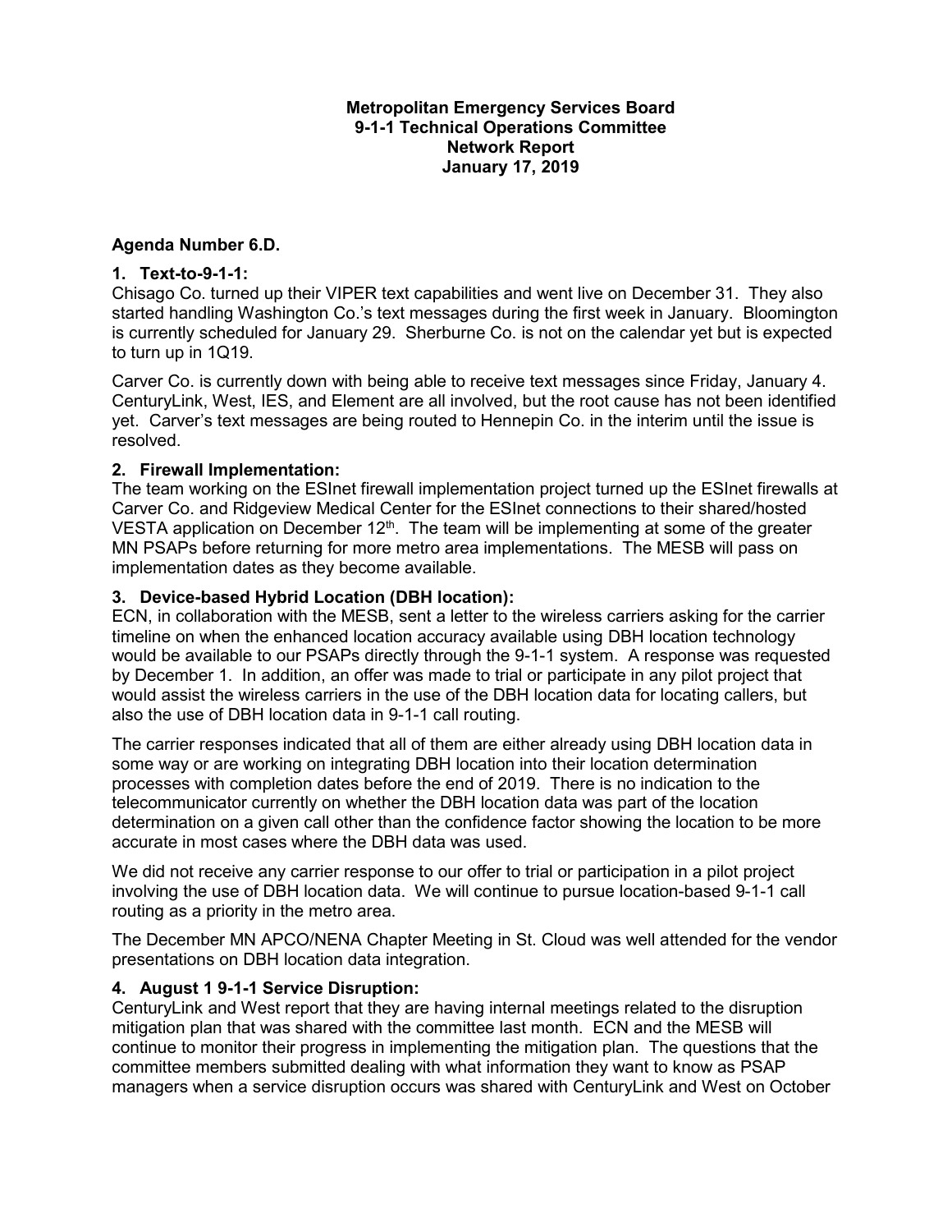**Metropolitan Emergency Services Board**
**9-1-1 Technical Operations Committee**
**Network Report**
**January 17, 2019**

**Agenda Number 6.D.**

**1. Text-to-9-1-1:**

Chisago Co. turned up their VIPER text capabilities and went live on December 31. They also started handling Washington Co.'s text messages during the first week in January. Bloomington is currently scheduled for January 29. Sherburne Co. is not on the calendar yet but is expected to turn up in 1Q19.

Carver Co. is currently down with being able to receive text messages since Friday, January 4. CenturyLink, West, IES, and Element are all involved, but the root cause has not been identified yet. Carver's text messages are being routed to Hennepin Co. in the interim until the issue is resolved.

**2. Firewall Implementation:**

The team working on the ESInet firewall implementation project turned up the ESInet firewalls at Carver Co. and Ridgeview Medical Center for the ESInet connections to their shared/hosted VESTA application on December 12th. The team will be implementing at some of the greater MN PSAPs before returning for more metro area implementations. The MESB will pass on implementation dates as they become available.

**3. Device-based Hybrid Location (DBH location):**

ECN, in collaboration with the MESB, sent a letter to the wireless carriers asking for the carrier timeline on when the enhanced location accuracy available using DBH location technology would be available to our PSAPs directly through the 9-1-1 system. A response was requested by December 1. In addition, an offer was made to trial or participate in any pilot project that would assist the wireless carriers in the use of the DBH location data for locating callers, but also the use of DBH location data in 9-1-1 call routing.

The carrier responses indicated that all of them are either already using DBH location data in some way or are working on integrating DBH location into their location determination processes with completion dates before the end of 2019. There is no indication to the telecommunicator currently on whether the DBH location data was part of the location determination on a given call other than the confidence factor showing the location to be more accurate in most cases where the DBH data was used.

We did not receive any carrier response to our offer to trial or participation in a pilot project involving the use of DBH location data. We will continue to pursue location-based 9-1-1 call routing as a priority in the metro area.

The December MN APCO/NENA Chapter Meeting in St. Cloud was well attended for the vendor presentations on DBH location data integration.

**4. August 1 9-1-1 Service Disruption:**

CenturyLink and West report that they are having internal meetings related to the disruption mitigation plan that was shared with the committee last month. ECN and the MESB will continue to monitor their progress in implementing the mitigation plan. The questions that the committee members submitted dealing with what information they want to know as PSAP managers when a service disruption occurs was shared with CenturyLink and West on October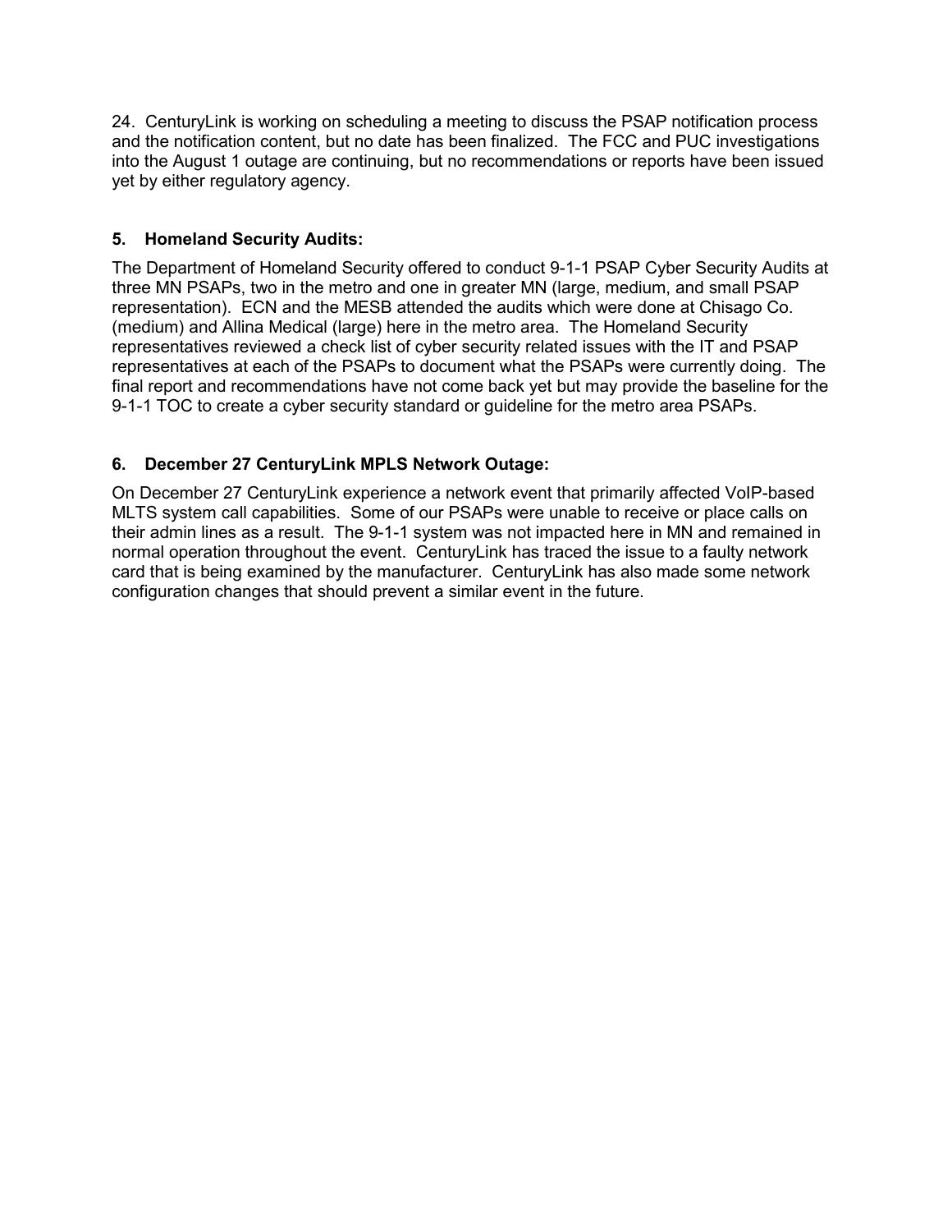24. CenturyLink is working on scheduling a meeting to discuss the PSAP notification process and the notification content, but no date has been finalized. The FCC and PUC investigations into the August 1 outage are continuing, but no recommendations or reports have been issued yet by either regulatory agency.

### 5. Homeland Security Audits:

The Department of Homeland Security offered to conduct 9-1-1 PSAP Cyber Security Audits at three MN PSAPs, two in the metro and one in greater MN (large, medium, and small PSAP representation). ECN and the MESB attended the audits which were done at Chisago Co. (medium) and Allina Medical (large) here in the metro area. The Homeland Security representatives reviewed a check list of cyber security related issues with the IT and PSAP representatives at each of the PSAPs to document what the PSAPs were currently doing. The final report and recommendations have not come back yet but may provide the baseline for the 9-1-1 TOC to create a cyber security standard or guideline for the metro area PSAPs.

### 6. December 27 CenturyLink MPLS Network Outage:

On December 27 CenturyLink experience a network event that primarily affected VoIP-based MLTS system call capabilities. Some of our PSAPs were unable to receive or place calls on their admin lines as a result. The 9-1-1 system was not impacted here in MN and remained in normal operation throughout the event. CenturyLink has traced the issue to a faulty network card that is being examined by the manufacturer. CenturyLink has also made some network configuration changes that should prevent a similar event in the future.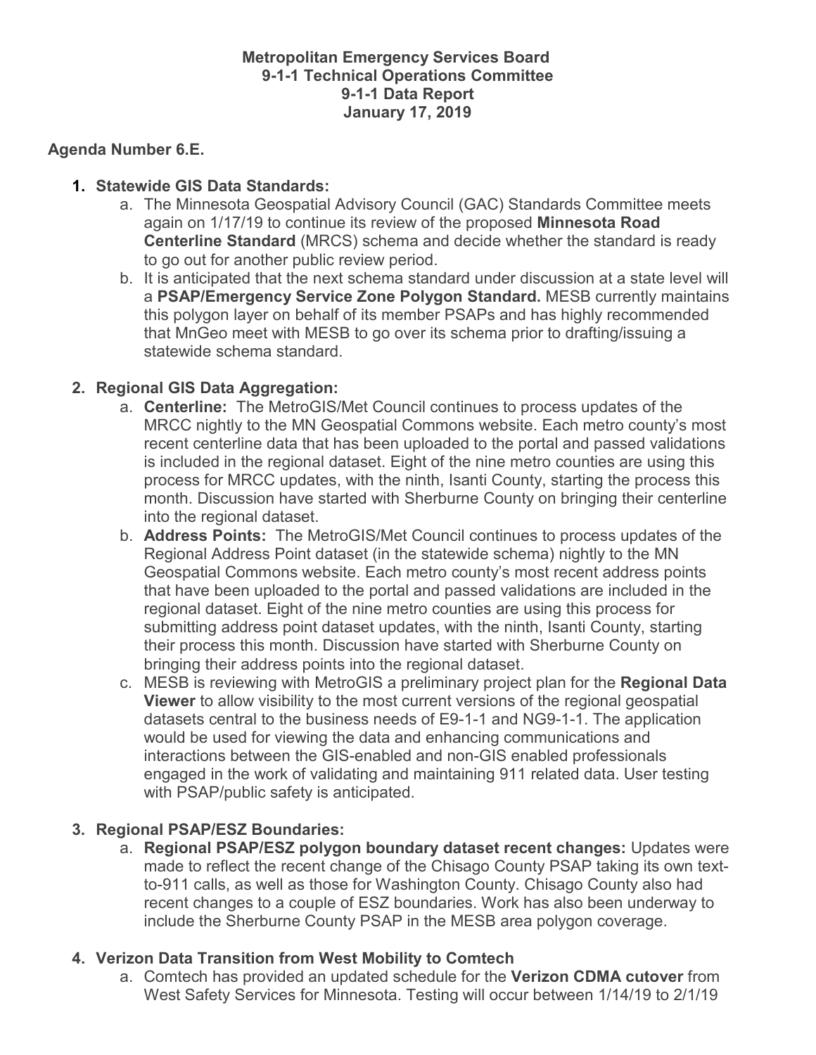**Metropolitan Emergency Services Board**
**9-1-1 Technical Operations Committee**
**9-1-1 Data Report**
**January 17, 2019**

**Agenda Number 6.E.**

1. **Statewide GIS Data Standards:**
   a. The Minnesota Geospatial Advisory Council (GAC) Standards Committee meets again on 1/17/19 to continue its review of the proposed **Minnesota Road Centerline Standard** (MRCS) schema and decide whether the standard is ready to go out for another public review period.
   b. It is anticipated that the next schema standard under discussion at a state level will a **PSAP/Emergency Service Zone Polygon Standard.** MESB currently maintains this polygon layer on behalf of its member PSAPs and has highly recommended that MnGeo meet with MESB to go over its schema prior to drafting/issuing a statewide schema standard.

2. **Regional GIS Data Aggregation:**
   a. **Centerline:** The MetroGIS/Met Council continues to process updates of the MRCC nightly to the MN Geospatial Commons website. Each metro county's most recent centerline data that has been uploaded to the portal and passed validations is included in the regional dataset. Eight of the nine metro counties are using this process for MRCC updates, with the ninth, Isanti County, starting the process this month. Discussion have started with Sherburne County on bringing their centerline into the regional dataset.
   b. **Address Points:** The MetroGIS/Met Council continues to process updates of the Regional Address Point dataset (in the statewide schema) nightly to the MN Geospatial Commons website. Each metro county's most recent address points that have been uploaded to the portal and passed validations are included in the regional dataset. Eight of the nine metro counties are using this process for submitting address point dataset updates, with the ninth, Isanti County, starting their process this month. Discussion have started with Sherburne County on bringing their address points into the regional dataset.
   c. MESB is reviewing with MetroGIS a preliminary project plan for the **Regional Data Viewer** to allow visibility to the most current versions of the regional geospatial datasets central to the business needs of E9-1-1 and NG9-1-1. The application would be used for viewing the data and enhancing communications and interactions between the GIS-enabled and non-GIS enabled professionals engaged in the work of validating and maintaining 911 related data. User testing with PSAP/public safety is anticipated.

3. **Regional PSAP/ESZ Boundaries:**
   a. **Regional PSAP/ESZ polygon boundary dataset recent changes:** Updates were made to reflect the recent change of the Chisago County PSAP taking its own text-to-911 calls, as well as those for Washington County. Chisago County also had recent changes to a couple of ESZ boundaries. Work has also been underway to include the Sherburne County PSAP in the MESB area polygon coverage.

4. **Verizon Data Transition from West Mobility to Comtech**
   a. Comtech has provided an updated schedule for the **Verizon CDMA cutover** from West Safety Services for Minnesota. Testing will occur between 1/14/19 to 2/1/19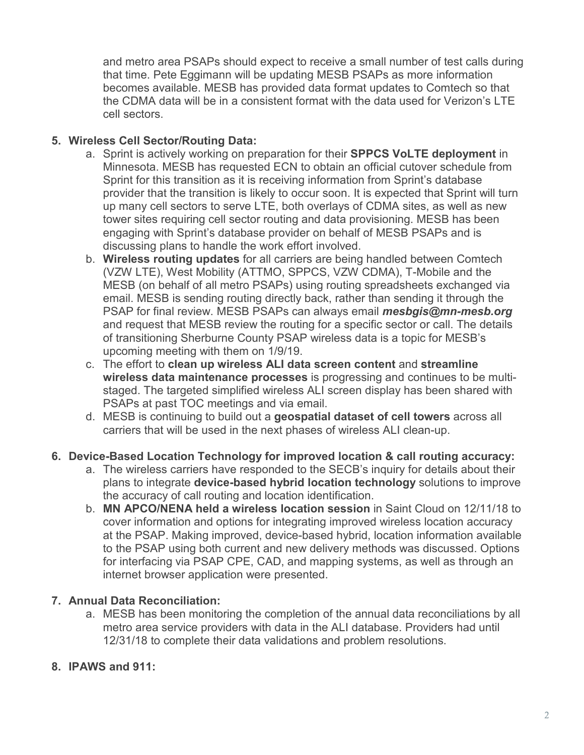and metro area PSAPs should expect to receive a small number of test calls during that time. Pete Eggimann will be updating MESB PSAPs as more information becomes available. MESB has provided data format updates to Comtech so that the CDMA data will be in a consistent format with the data used for Verizon's LTE cell sectors.

5. **Wireless Cell Sector/Routing Data:**
   a. Sprint is actively working on preparation for their **SPPCS VoLTE deployment** in Minnesota. MESB has requested ECN to obtain an official cutover schedule from Sprint for this transition as it is receiving information from Sprint's database provider that the transition is likely to occur soon. It is expected that Sprint will turn up many cell sectors to serve LTE, both overlays of CDMA sites, as well as new tower sites requiring cell sector routing and data provisioning. MESB has been engaging with Sprint's database provider on behalf of MESB PSAPs and is discussing plans to handle the work effort involved.
   b. **Wireless routing updates** for all carriers are being handled between Comtech (VZW LTE), West Mobility (ATTMO, SPPCS, VZW CDMA), T-Mobile and the MESB (on behalf of all metro PSAPs) using routing spreadsheets exchanged via email. MESB is sending routing directly back, rather than sending it through the PSAP for final review. MESB PSAPs can always email ***mesbgis@mn-mesb.org*** and request that MESB review the routing for a specific sector or call. The details of transitioning Sherburne County PSAP wireless data is a topic for MESB's upcoming meeting with them on 1/9/19.
   c. The effort to **clean up wireless ALI data screen content** and **streamline wireless data maintenance processes** is progressing and continues to be multi-staged. The targeted simplified wireless ALI screen display has been shared with PSAPs at past TOC meetings and via email.
   d. MESB is continuing to build out a **geospatial dataset of cell towers** across all carriers that will be used in the next phases of wireless ALI clean-up.

6. **Device-Based Location Technology for improved location & call routing accuracy:**
   a. The wireless carriers have responded to the SECB's inquiry for details about their plans to integrate **device-based hybrid location technology** solutions to improve the accuracy of call routing and location identification.
   b. **MN APCO/NENA held a wireless location session** in Saint Cloud on 12/11/18 to cover information and options for integrating improved wireless location accuracy at the PSAP. Making improved, device-based hybrid, location information available to the PSAP using both current and new delivery methods was discussed. Options for interfacing via PSAP CPE, CAD, and mapping systems, as well as through an internet browser application were presented.

7. **Annual Data Reconciliation:**
   a. MESB has been monitoring the completion of the annual data reconciliations by all metro area service providers with data in the ALI database. Providers had until 12/31/18 to complete their data validations and problem resolutions.

8. **IPAWS and 911:**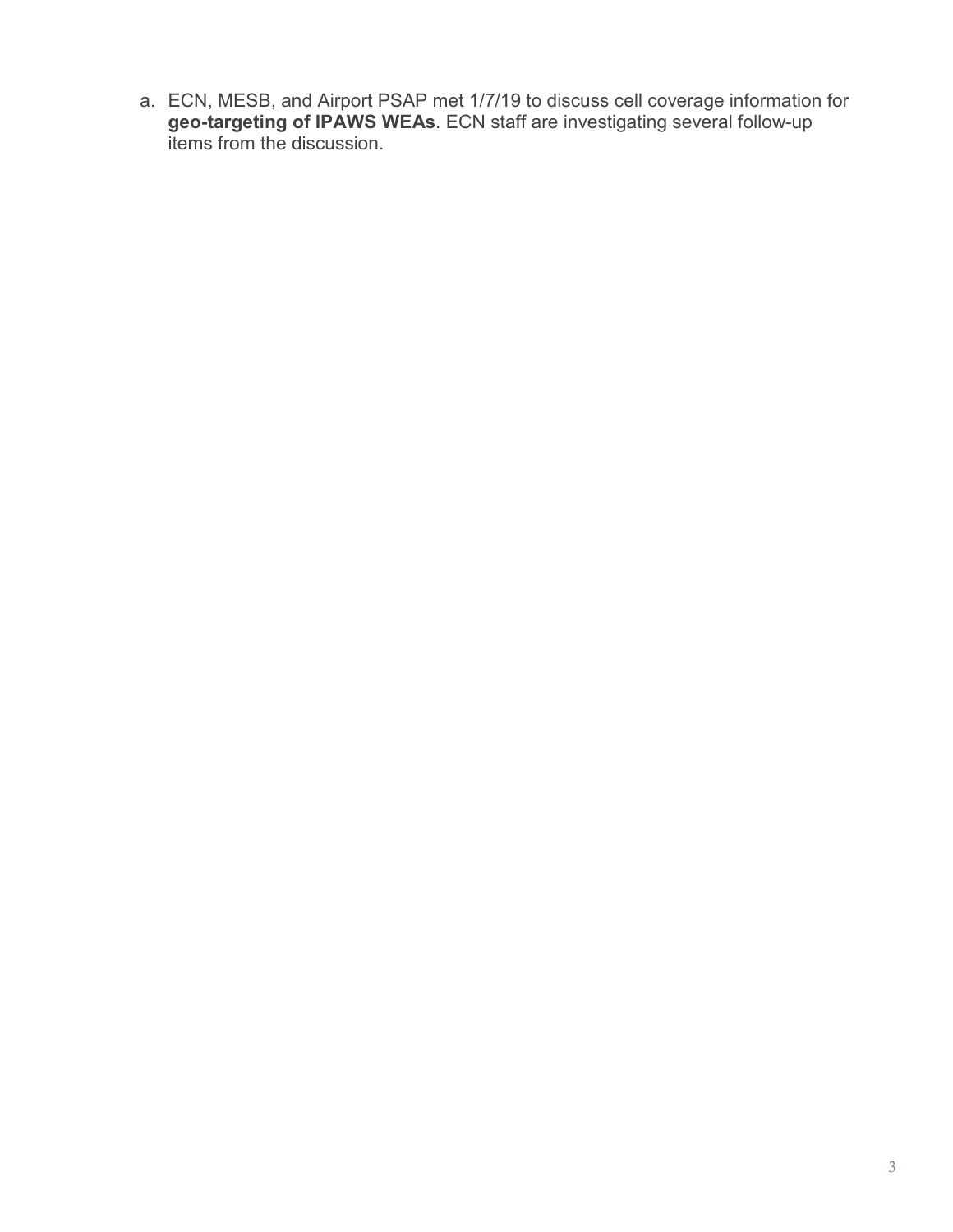a. ECN, MESB, and Airport PSAP met 1/7/19 to discuss cell coverage information for **geo-targeting of IPAWS WEAs**. ECN staff are investigating several follow-up items from the discussion.